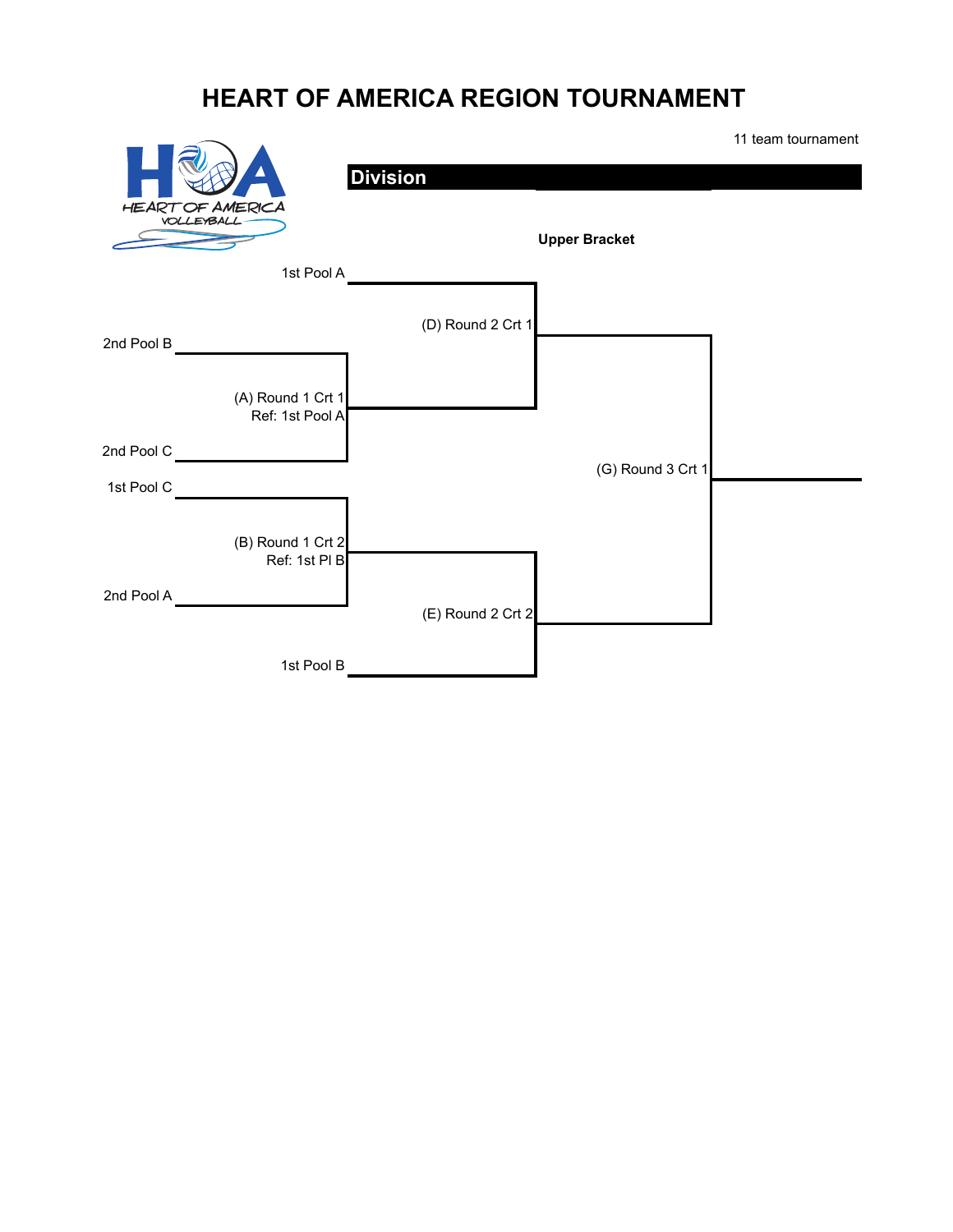# HEART OF AMERICA REGION TOURNAMENT

11 team tournament

HEART OF AMERICA VOLLEYBALL

**Division**

**Upper Bracket**

1st Pool A

(D) Round 2 Crt 1

2nd Pool B

(A) Round 1 Crt 1
Ref: 1st Pool A

2nd Pool C

(G) Round 3 Crt 1

1st Pool C

(B) Round 1 Crt 2
Ref: 1st Pl B

2nd Pool A

(E) Round 2 Crt 2

1st Pool B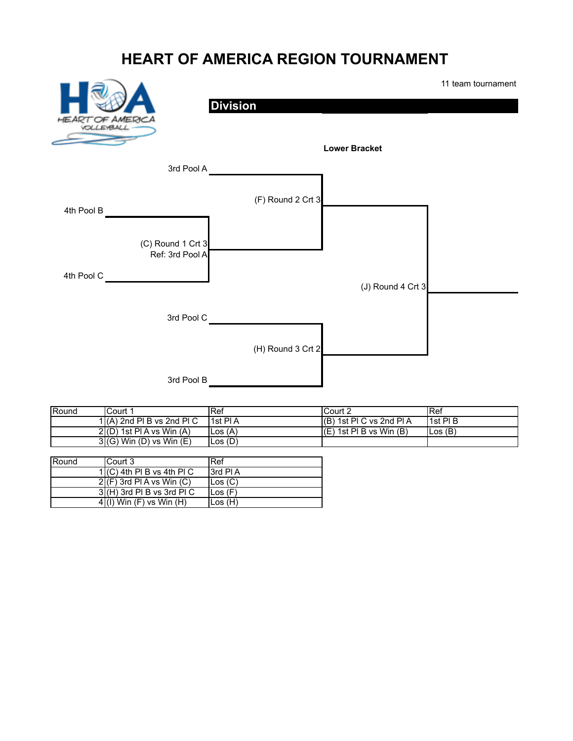# HEART OF AMERICA REGION TOURNAMENT

11 team tournament

**Division**

**Lower Bracket**

3rd Pool A

4th Pool B

(F) Round 2 Crt 3

(C) Round 1 Crt 3
Ref: 3rd Pool A

4th Pool C

(J) Round 4 Crt 3

3rd Pool C

(H) Round 3 Crt 2

3rd Pool B

| Round | Court 1 | Ref | Court 2 | Ref |
|---|---|---|---|---|
| 1 | (A) 2nd Pl B vs 2nd Pl C | 1st Pl A | (B) 1st Pl C vs 2nd Pl A | 1st Pl B |
| 2 | (D) 1st Pl A vs Win (A) | Los (A) | (E) 1st Pl B vs Win (B) | Los (B) |
| 3 | (G) Win (D) vs Win (E) | Los (D) | | |

| Round | Court 3 | Ref |
|---|---|---|
| 1 | (C) 4th Pl B vs 4th Pl C | 3rd Pl A |
| 2 | (F) 3rd Pl A vs Win (C) | Los (C) |
| 3 | (H) 3rd Pl B vs 3rd Pl C | Los (F) |
| 4 | (I) Win (F) vs Win (H) | Los (H) |